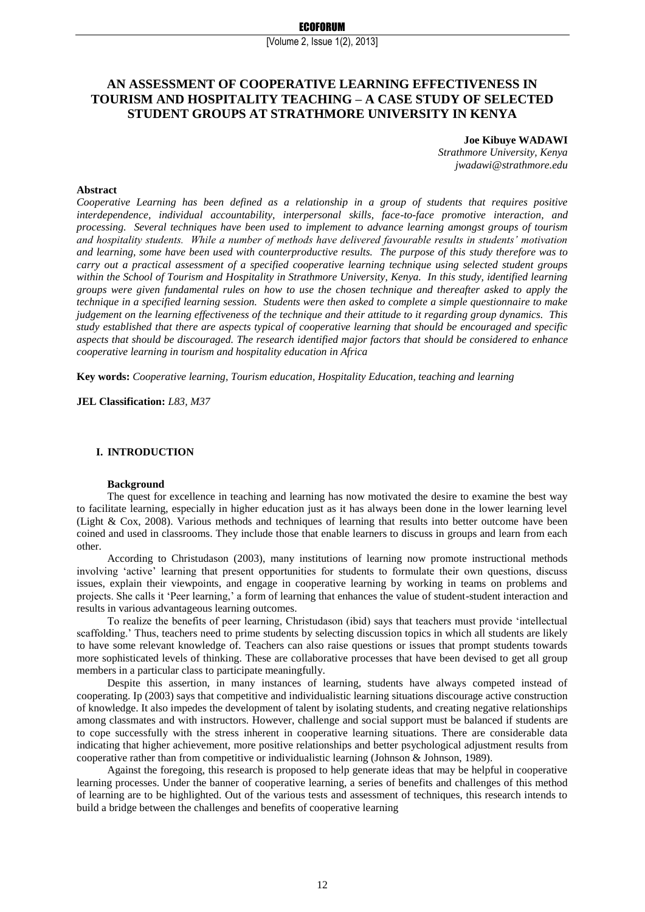# AN ASSESSMENT OF COOPERATIVE LEARNING EFFECTIVENESS IN TOURISM AND HOSPITALITY TEACHING – A CASE STUDY OF SELECTED STUDENT GROUPS AT STRATHMORE UNIVERSITY IN KENYA

**Joe Kibuye WADAWI**
*Strathmore University, Kenya*
*jwadawi@strathmore.edu*

**Abstract**

*Cooperative Learning has been defined as a relationship in a group of students that requires positive interdependence, individual accountability, interpersonal skills, face-to-face promotive interaction, and processing. Several techniques have been used to implement to advance learning amongst groups of tourism and hospitality students. While a number of methods have delivered favourable results in students' motivation and learning, some have been used with counterproductive results. The purpose of this study therefore was to carry out a practical assessment of a specified cooperative learning technique using selected student groups within the School of Tourism and Hospitality in Strathmore University, Kenya. In this study, identified learning groups were given fundamental rules on how to use the chosen technique and thereafter asked to apply the technique in a specified learning session. Students were then asked to complete a simple questionnaire to make judgement on the learning effectiveness of the technique and their attitude to it regarding group dynamics. This study established that there are aspects typical of cooperative learning that should be encouraged and specific aspects that should be discouraged. The research identified major factors that should be considered to enhance cooperative learning in tourism and hospitality education in Africa*

**Key words:** *Cooperative learning, Tourism education, Hospitality Education, teaching and learning*

**JEL Classification:** *L83, M37*

## I. INTRODUCTION

### Background

The quest for excellence in teaching and learning has now motivated the desire to examine the best way to facilitate learning, especially in higher education just as it has always been done in the lower learning level (Light & Cox, 2008). Various methods and techniques of learning that results into better outcome have been coined and used in classrooms. They include those that enable learners to discuss in groups and learn from each other.

According to Christudason (2003), many institutions of learning now promote instructional methods involving 'active' learning that present opportunities for students to formulate their own questions, discuss issues, explain their viewpoints, and engage in cooperative learning by working in teams on problems and projects. She calls it 'Peer learning,' a form of learning that enhances the value of student-student interaction and results in various advantageous learning outcomes.

To realize the benefits of peer learning, Christudason (ibid) says that teachers must provide 'intellectual scaffolding.' Thus, teachers need to prime students by selecting discussion topics in which all students are likely to have some relevant knowledge of. Teachers can also raise questions or issues that prompt students towards more sophisticated levels of thinking. These are collaborative processes that have been devised to get all group members in a particular class to participate meaningfully.

Despite this assertion, in many instances of learning, students have always competed instead of cooperating. Ip (2003) says that competitive and individualistic learning situations discourage active construction of knowledge. It also impedes the development of talent by isolating students, and creating negative relationships among classmates and with instructors. However, challenge and social support must be balanced if students are to cope successfully with the stress inherent in cooperative learning situations. There are considerable data indicating that higher achievement, more positive relationships and better psychological adjustment results from cooperative rather than from competitive or individualistic learning (Johnson & Johnson, 1989).

Against the foregoing, this research is proposed to help generate ideas that may be helpful in cooperative learning processes. Under the banner of cooperative learning, a series of benefits and challenges of this method of learning are to be highlighted. Out of the various tests and assessment of techniques, this research intends to build a bridge between the challenges and benefits of cooperative learning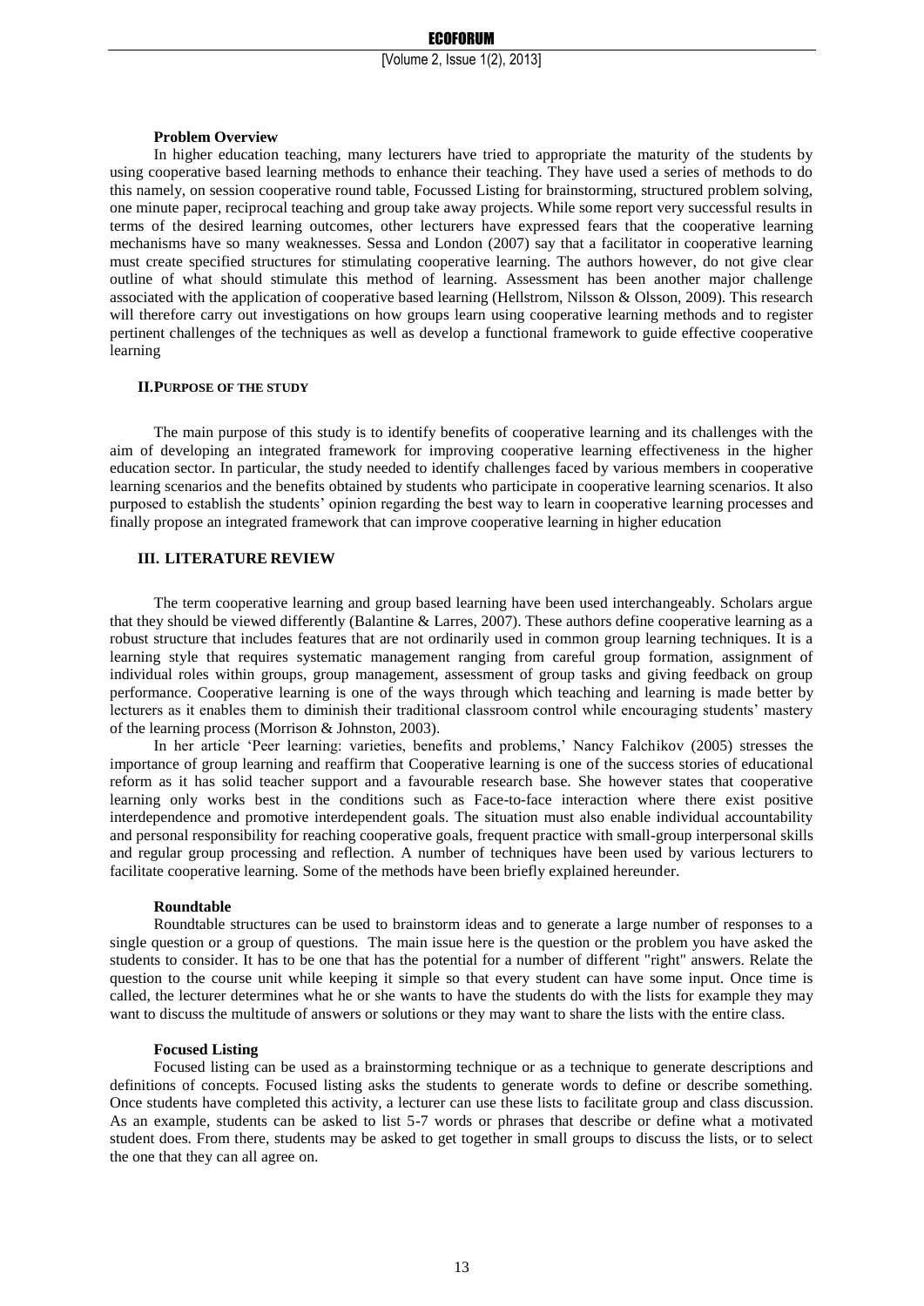**Problem Overview**

In higher education teaching, many lecturers have tried to appropriate the maturity of the students by using cooperative based learning methods to enhance their teaching. They have used a series of methods to do this namely, on session cooperative round table, Focussed Listing for brainstorming, structured problem solving, one minute paper, reciprocal teaching and group take away projects. While some report very successful results in terms of the desired learning outcomes, other lecturers have expressed fears that the cooperative learning mechanisms have so many weaknesses. Sessa and London (2007) say that a facilitator in cooperative learning must create specified structures for stimulating cooperative learning. The authors however, do not give clear outline of what should stimulate this method of learning. Assessment has been another major challenge associated with the application of cooperative based learning (Hellstrom, Nilsson & Olsson, 2009). This research will therefore carry out investigations on how groups learn using cooperative learning methods and to register pertinent challenges of the techniques as well as develop a functional framework to guide effective cooperative learning

## II. PURPOSE OF THE STUDY

The main purpose of this study is to identify benefits of cooperative learning and its challenges with the aim of developing an integrated framework for improving cooperative learning effectiveness in the higher education sector. In particular, the study needed to identify challenges faced by various members in cooperative learning scenarios and the benefits obtained by students who participate in cooperative learning scenarios. It also purposed to establish the students' opinion regarding the best way to learn in cooperative learning processes and finally propose an integrated framework that can improve cooperative learning in higher education

## III. LITERATURE REVIEW

The term cooperative learning and group based learning have been used interchangeably. Scholars argue that they should be viewed differently (Balantine & Larres, 2007). These authors define cooperative learning as a robust structure that includes features that are not ordinarily used in common group learning techniques. It is a learning style that requires systematic management ranging from careful group formation, assignment of individual roles within groups, group management, assessment of group tasks and giving feedback on group performance. Cooperative learning is one of the ways through which teaching and learning is made better by lecturers as it enables them to diminish their traditional classroom control while encouraging students' mastery of the learning process (Morrison & Johnston, 2003).

In her article 'Peer learning: varieties, benefits and problems,' Nancy Falchikov (2005) stresses the importance of group learning and reaffirm that Cooperative learning is one of the success stories of educational reform as it has solid teacher support and a favourable research base. She however states that cooperative learning only works best in the conditions such as Face-to-face interaction where there exist positive interdependence and promotive interdependent goals. The situation must also enable individual accountability and personal responsibility for reaching cooperative goals, frequent practice with small-group interpersonal skills and regular group processing and reflection. A number of techniques have been used by various lecturers to facilitate cooperative learning. Some of the methods have been briefly explained hereunder.

**Roundtable**

Roundtable structures can be used to brainstorm ideas and to generate a large number of responses to a single question or a group of questions. The main issue here is the question or the problem you have asked the students to consider. It has to be one that has the potential for a number of different "right" answers. Relate the question to the course unit while keeping it simple so that every student can have some input. Once time is called, the lecturer determines what he or she wants to have the students do with the lists for example they may want to discuss the multitude of answers or solutions or they may want to share the lists with the entire class.

**Focused Listing**

Focused listing can be used as a brainstorming technique or as a technique to generate descriptions and definitions of concepts. Focused listing asks the students to generate words to define or describe something. Once students have completed this activity, a lecturer can use these lists to facilitate group and class discussion. As an example, students can be asked to list 5-7 words or phrases that describe or define what a motivated student does. From there, students may be asked to get together in small groups to discuss the lists, or to select the one that they can all agree on.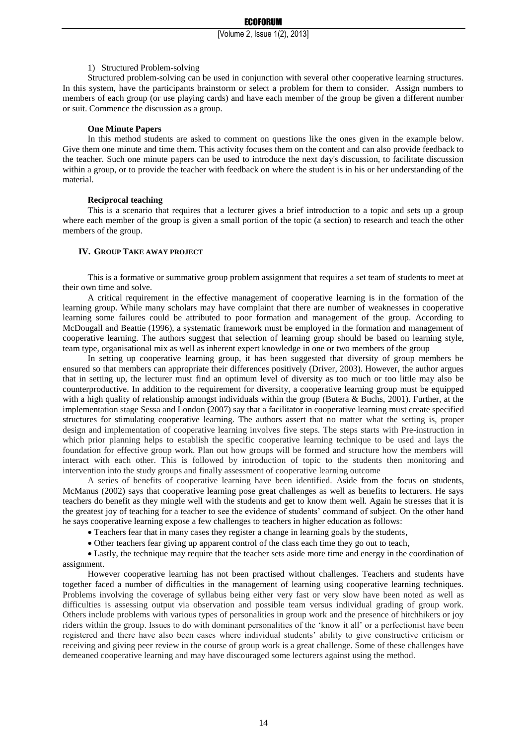1) Structured Problem-solving

Structured problem-solving can be used in conjunction with several other cooperative learning structures. In this system, have the participants brainstorm or select a problem for them to consider. Assign numbers to members of each group (or use playing cards) and have each member of the group be given a different number or suit. Commence the discussion as a group.

**One Minute Papers**

In this method students are asked to comment on questions like the ones given in the example below. Give them one minute and time them. This activity focuses them on the content and can also provide feedback to the teacher. Such one minute papers can be used to introduce the next day's discussion, to facilitate discussion within a group, or to provide the teacher with feedback on where the student is in his or her understanding of the material.

**Reciprocal teaching**

This is a scenario that requires that a lecturer gives a brief introduction to a topic and sets up a group where each member of the group is given a small portion of the topic (a section) to research and teach the other members of the group.

## IV. GROUP TAKE AWAY PROJECT

This is a formative or summative group problem assignment that requires a set team of students to meet at their own time and solve.

A critical requirement in the effective management of cooperative learning is in the formation of the learning group. While many scholars may have complaint that there are number of weaknesses in cooperative learning some failures could be attributed to poor formation and management of the group. According to McDougall and Beattie (1996), a systematic framework must be employed in the formation and management of cooperative learning. The authors suggest that selection of learning group should be based on learning style, team type, organisational mix as well as inherent expert knowledge in one or two members of the group

In setting up cooperative learning group, it has been suggested that diversity of group members be ensured so that members can appropriate their differences positively (Driver, 2003). However, the author argues that in setting up, the lecturer must find an optimum level of diversity as too much or too little may also be counterproductive. In addition to the requirement for diversity, a cooperative learning group must be equipped with a high quality of relationship amongst individuals within the group (Butera & Buchs, 2001). Further, at the implementation stage Sessa and London (2007) say that a facilitator in cooperative learning must create specified structures for stimulating cooperative learning. The authors assert that no matter what the setting is, proper design and implementation of cooperative learning involves five steps. The steps starts with Pre-instruction in which prior planning helps to establish the specific cooperative learning technique to be used and lays the foundation for effective group work. Plan out how groups will be formed and structure how the members will interact with each other. This is followed by introduction of topic to the students then monitoring and intervention into the study groups and finally assessment of cooperative learning outcome

A series of benefits of cooperative learning have been identified. Aside from the focus on students, McManus (2002) says that cooperative learning pose great challenges as well as benefits to lecturers. He says teachers do benefit as they mingle well with the students and get to know them well. Again he stresses that it is the greatest joy of teaching for a teacher to see the evidence of students' command of subject. On the other hand he says cooperative learning expose a few challenges to teachers in higher education as follows:

- Teachers fear that in many cases they register a change in learning goals by the students,
- Other teachers fear giving up apparent control of the class each time they go out to teach,
- Lastly, the technique may require that the teacher sets aside more time and energy in the coordination of assignment.

However cooperative learning has not been practised without challenges. Teachers and students have together faced a number of difficulties in the management of learning using cooperative learning techniques. Problems involving the coverage of syllabus being either very fast or very slow have been noted as well as difficulties is assessing output via observation and possible team versus individual grading of group work. Others include problems with various types of personalities in group work and the presence of hitchhikers or joy riders within the group. Issues to do with dominant personalities of the 'know it all' or a perfectionist have been registered and there have also been cases where individual students' ability to give constructive criticism or receiving and giving peer review in the course of group work is a great challenge. Some of these challenges have demeaned cooperative learning and may have discouraged some lecturers against using the method.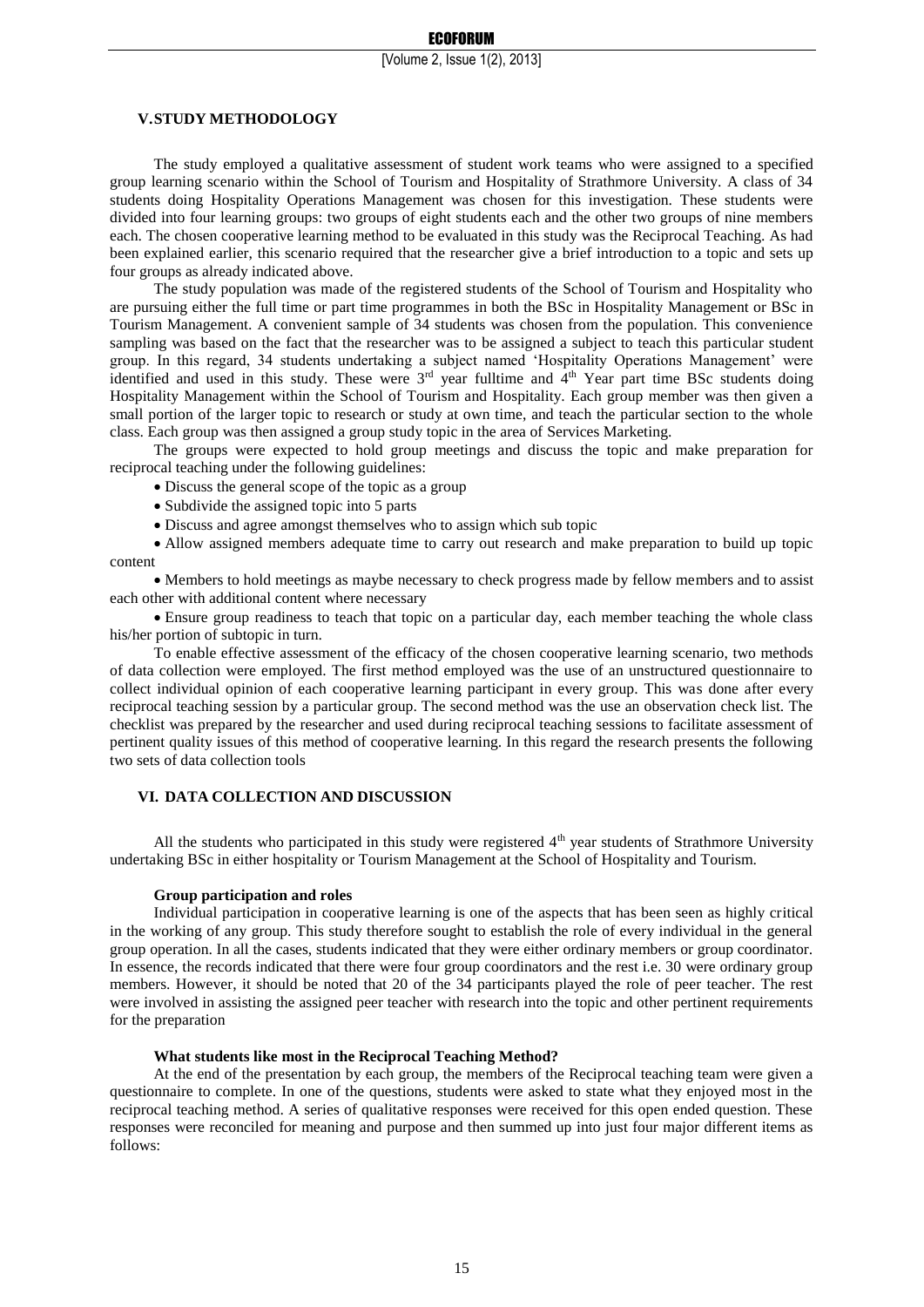## V. STUDY METHODOLOGY

The study employed a qualitative assessment of student work teams who were assigned to a specified group learning scenario within the School of Tourism and Hospitality of Strathmore University. A class of 34 students doing Hospitality Operations Management was chosen for this investigation. These students were divided into four learning groups: two groups of eight students each and the other two groups of nine members each. The chosen cooperative learning method to be evaluated in this study was the Reciprocal Teaching. As had been explained earlier, this scenario required that the researcher give a brief introduction to a topic and sets up four groups as already indicated above.

The study population was made of the registered students of the School of Tourism and Hospitality who are pursuing either the full time or part time programmes in both the BSc in Hospitality Management or BSc in Tourism Management. A convenient sample of 34 students was chosen from the population. This convenience sampling was based on the fact that the researcher was to be assigned a subject to teach this particular student group. In this regard, 34 students undertaking a subject named 'Hospitality Operations Management' were identified and used in this study. These were 3rd year fulltime and 4th Year part time BSc students doing Hospitality Management within the School of Tourism and Hospitality. Each group member was then given a small portion of the larger topic to research or study at own time, and teach the particular section to the whole class. Each group was then assigned a group study topic in the area of Services Marketing.

The groups were expected to hold group meetings and discuss the topic and make preparation for reciprocal teaching under the following guidelines:

- Discuss the general scope of the topic as a group
- Subdivide the assigned topic into 5 parts
- Discuss and agree amongst themselves who to assign which sub topic
- Allow assigned members adequate time to carry out research and make preparation to build up topic content
- Members to hold meetings as maybe necessary to check progress made by fellow members and to assist each other with additional content where necessary
- Ensure group readiness to teach that topic on a particular day, each member teaching the whole class his/her portion of subtopic in turn.

To enable effective assessment of the efficacy of the chosen cooperative learning scenario, two methods of data collection were employed. The first method employed was the use of an unstructured questionnaire to collect individual opinion of each cooperative learning participant in every group. This was done after every reciprocal teaching session by a particular group. The second method was the use an observation check list. The checklist was prepared by the researcher and used during reciprocal teaching sessions to facilitate assessment of pertinent quality issues of this method of cooperative learning. In this regard the research presents the following two sets of data collection tools

## VI. DATA COLLECTION AND DISCUSSION

All the students who participated in this study were registered 4th year students of Strathmore University undertaking BSc in either hospitality or Tourism Management at the School of Hospitality and Tourism.

### Group participation and roles

Individual participation in cooperative learning is one of the aspects that has been seen as highly critical in the working of any group. This study therefore sought to establish the role of every individual in the general group operation. In all the cases, students indicated that they were either ordinary members or group coordinator. In essence, the records indicated that there were four group coordinators and the rest i.e. 30 were ordinary group members. However, it should be noted that 20 of the 34 participants played the role of peer teacher. The rest were involved in assisting the assigned peer teacher with research into the topic and other pertinent requirements for the preparation

### What students like most in the Reciprocal Teaching Method?

At the end of the presentation by each group, the members of the Reciprocal teaching team were given a questionnaire to complete. In one of the questions, students were asked to state what they enjoyed most in the reciprocal teaching method. A series of qualitative responses were received for this open ended question. These responses were reconciled for meaning and purpose and then summed up into just four major different items as follows: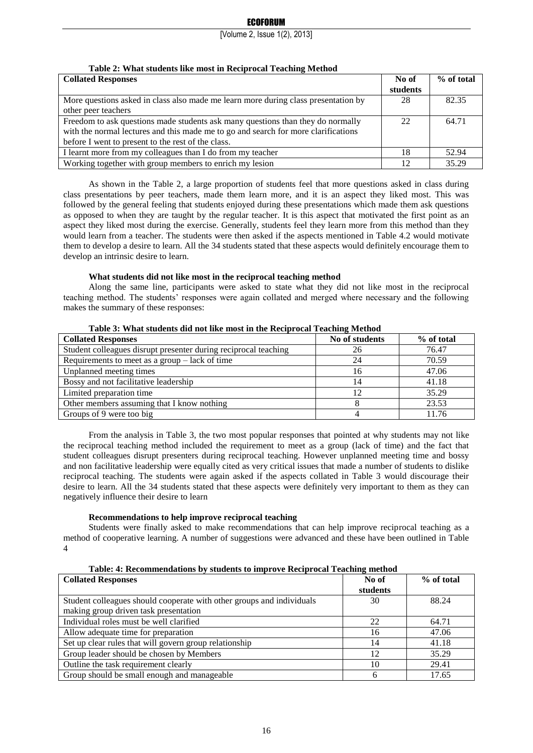**Table 2: What students like most in Reciprocal Teaching Method**

| Collated Responses | No of students | % of total |
|---|---|---|
| More questions asked in class also made me learn more during class presentation by other peer teachers | 28 | 82.35 |
| Freedom to ask questions made students ask many questions than they do normally with the normal lectures and this made me to go and search for more clarifications before I went to present to the rest of the class. | 22 | 64.71 |
| I learnt more from my colleagues than I do from my teacher | 18 | 52.94 |
| Working together with group members to enrich my lesion | 12 | 35.29 |

As shown in the Table 2, a large proportion of students feel that more questions asked in class during class presentations by peer teachers, made them learn more, and it is an aspect they liked most. This was followed by the general feeling that students enjoyed during these presentations which made them ask questions as opposed to when they are taught by the regular teacher. It is this aspect that motivated the first point as an aspect they liked most during the exercise. Generally, students feel they learn more from this method than they would learn from a teacher. The students were then asked if the aspects mentioned in Table 4.2 would motivate them to develop a desire to learn. All the 34 students stated that these aspects would definitely encourage them to develop an intrinsic desire to learn.

**What students did not like most in the reciprocal teaching method**

Along the same line, participants were asked to state what they did not like most in the reciprocal teaching method. The students' responses were again collated and merged where necessary and the following makes the summary of these responses:

**Table 3: What students did not like most in the Reciprocal Teaching Method**

| Collated Responses | No of students | % of total |
|---|---|---|
| Student colleagues disrupt presenter during reciprocal teaching | 26 | 76.47 |
| Requirements to meet as a group – lack of time | 24 | 70.59 |
| Unplanned meeting times | 16 | 47.06 |
| Bossy and not facilitative leadership | 14 | 41.18 |
| Limited preparation time | 12 | 35.29 |
| Other members assuming that I know nothing | 8 | 23.53 |
| Groups of 9 were too big | 4 | 11.76 |

From the analysis in Table 3, the two most popular responses that pointed at why students may not like the reciprocal teaching method included the requirement to meet as a group (lack of time) and the fact that student colleagues disrupt presenters during reciprocal teaching. However unplanned meeting time and bossy and non facilitative leadership were equally cited as very critical issues that made a number of students to dislike reciprocal teaching. The students were again asked if the aspects collated in Table 3 would discourage their desire to learn. All the 34 students stated that these aspects were definitely very important to them as they can negatively influence their desire to learn

**Recommendations to help improve reciprocal teaching**

Students were finally asked to make recommendations that can help improve reciprocal teaching as a method of cooperative learning. A number of suggestions were advanced and these have been outlined in Table 4

**Table: 4: Recommendations by students to improve Reciprocal Teaching method**

| Collated Responses | No of students | % of total |
|---|---|---|
| Student colleagues should cooperate with other groups and individuals making group driven task presentation | 30 | 88.24 |
| Individual roles must be well clarified | 22 | 64.71 |
| Allow adequate time for preparation | 16 | 47.06 |
| Set up clear rules that will govern group relationship | 14 | 41.18 |
| Group leader should be chosen by Members | 12 | 35.29 |
| Outline the task requirement clearly | 10 | 29.41 |
| Group should be small enough and manageable | 6 | 17.65 |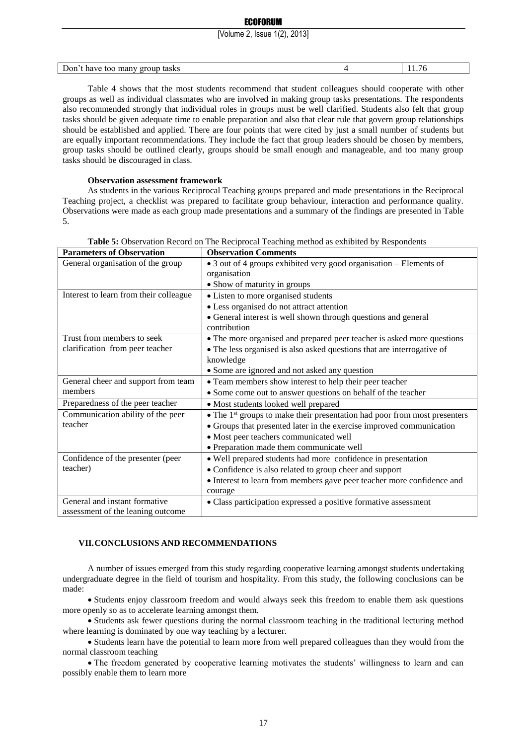| Don't have too many group tasks | 4 | 11.76 |
|---|---|---|

Table 4 shows that the most students recommend that student colleagues should cooperate with other groups as well as individual classmates who are involved in making group tasks presentations. The respondents also recommended strongly that individual roles in groups must be well clarified. Students also felt that group tasks should be given adequate time to enable preparation and also that clear rule that govern group relationships should be established and applied. There are four points that were cited by just a small number of students but are equally important recommendations. They include the fact that group leaders should be chosen by members, group tasks should be outlined clearly, groups should be small enough and manageable, and too many group tasks should be discouraged in class.

**Observation assessment framework**

As students in the various Reciprocal Teaching groups prepared and made presentations in the Reciprocal Teaching project, a checklist was prepared to facilitate group behaviour, interaction and performance quality. Observations were made as each group made presentations and a summary of the findings are presented in Table 5.

**Table 5:** Observation Record on The Reciprocal Teaching method as exhibited by Respondents

| Parameters of Observation | Observation Comments |
|---|---|
| General organisation of the group | • 3 out of 4 groups exhibited very good organisation – Elements of organisation<br>• Show of maturity in groups |
| Interest to learn from their colleague | • Listen to more organised students<br>• Less organised do not attract attention<br>• General interest is well shown through questions and general contribution |
| Trust from members to seek clarification from peer teacher | • The more organised and prepared peer teacher is asked more questions<br>• The less organised is also asked questions that are interrogative of knowledge<br>• Some are ignored and not asked any question |
| General cheer and support from team members | • Team members show interest to help their peer teacher<br>• Some come out to answer questions on behalf of the teacher |
| Preparedness of the peer teacher | • Most students looked well prepared |
| Communication ability of the peer teacher | • The 1st groups to make their presentation had poor from most presenters<br>• Groups that presented later in the exercise improved communication<br>• Most peer teachers communicated well<br>• Preparation made them communicate well |
| Confidence of the presenter (peer teacher) | • Well prepared students had more confidence in presentation<br>• Confidence is also related to group cheer and support<br>• Interest to learn from members gave peer teacher more confidence and courage |
| General and instant formative assessment of the leaning outcome | • Class participation expressed a positive formative assessment |

## VII. CONCLUSIONS AND RECOMMENDATIONS

A number of issues emerged from this study regarding cooperative learning amongst students undertaking undergraduate degree in the field of tourism and hospitality. From this study, the following conclusions can be made:

- Students enjoy classroom freedom and would always seek this freedom to enable them ask questions more openly so as to accelerate learning amongst them.
- Students ask fewer questions during the normal classroom teaching in the traditional lecturing method where learning is dominated by one way teaching by a lecturer.
- Students learn have the potential to learn more from well prepared colleagues than they would from the normal classroom teaching
- The freedom generated by cooperative learning motivates the students' willingness to learn and can possibly enable them to learn more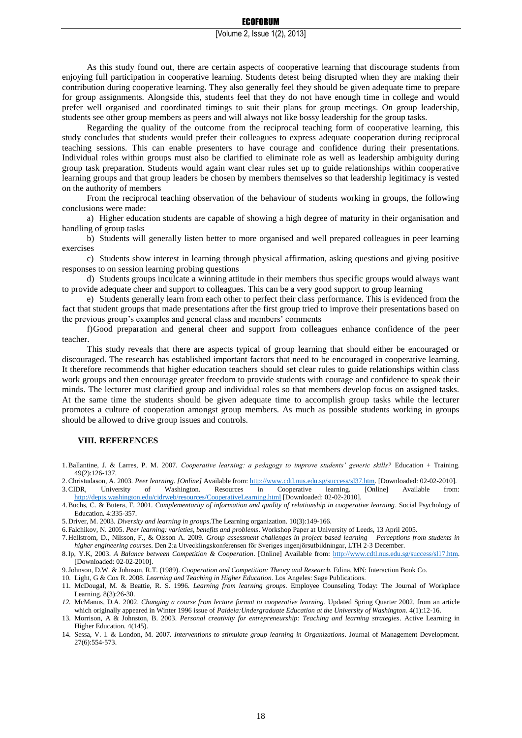As this study found out, there are certain aspects of cooperative learning that discourage students from enjoying full participation in cooperative learning. Students detest being disrupted when they are making their contribution during cooperative learning. They also generally feel they should be given adequate time to prepare for group assignments. Alongside this, students feel that they do not have enough time in college and would prefer well organised and coordinated timings to suit their plans for group meetings. On group leadership, students see other group members as peers and will always not like bossy leadership for the group tasks.

Regarding the quality of the outcome from the reciprocal teaching form of cooperative learning, this study concludes that students would prefer their colleagues to express adequate cooperation during reciprocal teaching sessions. This can enable presenters to have courage and confidence during their presentations. Individual roles within groups must also be clarified to eliminate role as well as leadership ambiguity during group task preparation. Students would again want clear rules set up to guide relationships within cooperative learning groups and that group leaders be chosen by members themselves so that leadership legitimacy is vested on the authority of members

From the reciprocal teaching observation of the behaviour of students working in groups, the following conclusions were made:

a) Higher education students are capable of showing a high degree of maturity in their organisation and handling of group tasks

b) Students will generally listen better to more organised and well prepared colleagues in peer learning exercises

c) Students show interest in learning through physical affirmation, asking questions and giving positive responses to on session learning probing questions

d) Students groups inculcate a winning attitude in their members thus specific groups would always want to provide adequate cheer and support to colleagues. This can be a very good support to group learning

e) Students generally learn from each other to perfect their class performance. This is evidenced from the fact that student groups that made presentations after the first group tried to improve their presentations based on the previous group's examples and general class and members' comments

f)Good preparation and general cheer and support from colleagues enhance confidence of the peer teacher.

This study reveals that there are aspects typical of group learning that should either be encouraged or discouraged. The research has established important factors that need to be encouraged in cooperative learning. It therefore recommends that higher education teachers should set clear rules to guide relationships within class work groups and then encourage greater freedom to provide students with courage and confidence to speak their minds. The lecturer must clarified group and individual roles so that members develop focus on assigned tasks. At the same time the students should be given adequate time to accomplish group tasks while the lecturer promotes a culture of cooperation amongst group members. As much as possible students working in groups should be allowed to drive group issues and controls.

## VIII. REFERENCES

1. Ballantine, J. & Larres, P. M. 2007. *Cooperative learning: a pedagogy to improve students' generic skills?* Education + Training. 49(2):126-137.
2. Christudason, A. 2003. *Peer learning. [Online]* Available from: http://www.cdtl.nus.edu.sg/success/sl37.htm. [Downloaded: 02-02-2010].
3. CIDR, University of Washington. Resources in Cooperative learning. [Online] Available from: http://depts.washington.edu/cidrweb/resources/CooperativeLearning.html [Downloaded: 02-02-2010].
4. Buchs, C. & Butera, F. 2001. *Complementarity of information and quality of relationship in cooperative learning*. Social Psychology of Education. 4:335-357.
5. Driver, M. 2003. *Diversity and learning in groups*.The Learning organization. 10(3):149-166.
6. Falchikov, N. 2005. *Peer learning: varieties, benefits and problems*. Workshop Paper at University of Leeds, 13 April 2005.
7. Hellstrom, D., Nilsson, F., & Olsson A. 2009. *Group assessment challenges in project based learning – Perceptions from students in higher engineering courses*. Den 2:a Utvecklingskonferensen för Sveriges ingenjörsutbildningar, LTH 2-3 December.
8. Ip, Y.K, 2003. *A Balance between Competition & Cooperation*. [Online] Available from: http://www.cdtl.nus.edu.sg/success/sl17.htm. [Downloaded: 02-02-2010].
9. Johnson, D.W. & Johnson, R.T. (1989). *Cooperation and Competition: Theory and Research*. Edina, MN: Interaction Book Co.
10. Light, G & Cox R. 2008. *Learning and Teaching in Higher Education*. Los Angeles: Sage Publications.
11. McDougal, M. & Beattie, R. S. 1996. *Learning from learning groups*. Employee Counseling Today: The Journal of Workplace Learning. 8(3):26-30.
12. McManus, D.A. 2002. *Changing a course from lecture format to cooperative learning*. Updated Spring Quarter 2002, from an article which originally appeared in Winter 1996 issue of *Paideia:Undergraduate Education at the University of Washington.* 4(1):12-16.
13. Morrison, A & Johnston, B. 2003. *Personal creativity for entrepreneurship: Teaching and learning strategies*. Active Learning in Higher Education. 4(145).
14. Sessa, V. I. & London, M. 2007. *Interventions to stimulate group learning in Organizations*. Journal of Management Development. 27(6):554-573.